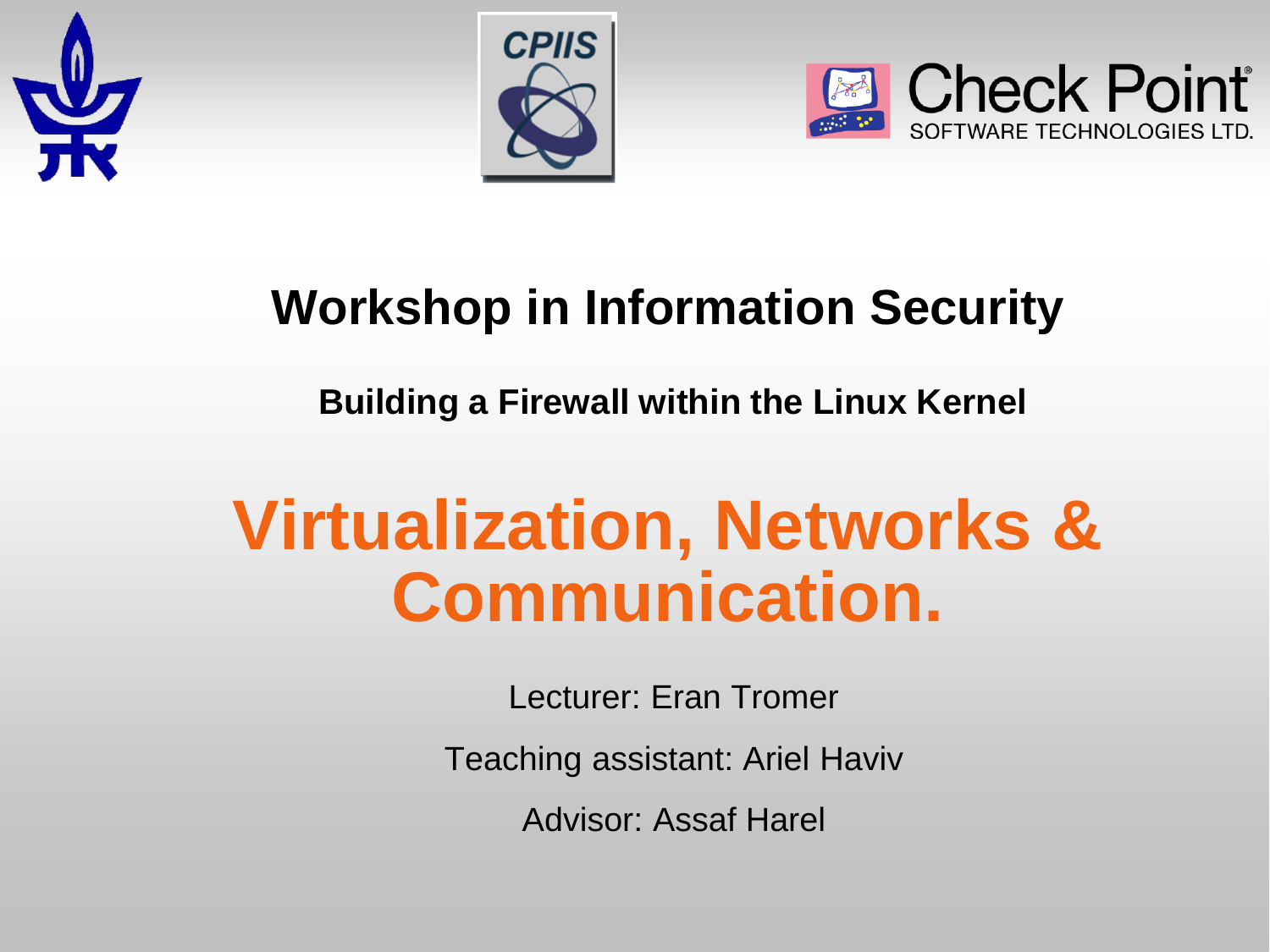# Workshop in Information Security

### Building a Firewall within the Linux Kernel

# Virtualization, Networks & Communication.

Lecturer: Eran Tromer

Teaching assistant: Ariel Haviv

Advisor: Assaf Harel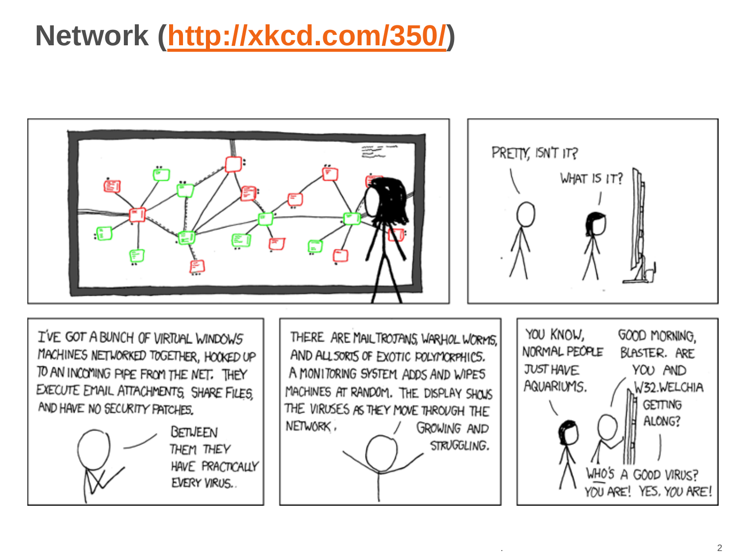# Network (http://xkcd.com/350/)

PRETTY, ISN'T IT?

WHAT IS IT?

I'VE GOT A BUNCH OF VIRTUAL WINDOWS MACHINES NETWORKED TOGETHER, HOOKED UP TO AN INCOMING PIPE FROM THE NET. THEY EXECUTE EMAIL ATTACHMENTS, SHARE FILES, AND HAVE NO SECURITY PATCHES.

BETWEEN THEM THEY HAVE PRACTICALLY EVERY VIRUS.

THERE ARE MAIL TROJANS, WARHOL WORMS, AND ALL SORTS OF EXOTIC POLYMORPHICS. A MONITORING SYSTEM ADDS AND WIPES MACHINES AT RANDOM. THE DISPLAY SHOWS THE VIRUSES AS THEY MOVE THROUGH THE NETWORK,

GROWING AND STRUGGLING.

YOU KNOW, NORMAL PEOPLE JUST HAVE AQUARIUMS.

GOOD MORNING, BLASTER. ARE YOU AND W32.WELCHIA GETTING ALONG?

WHO'S A GOOD VIRUS? YOU ARE! YES, YOU ARE!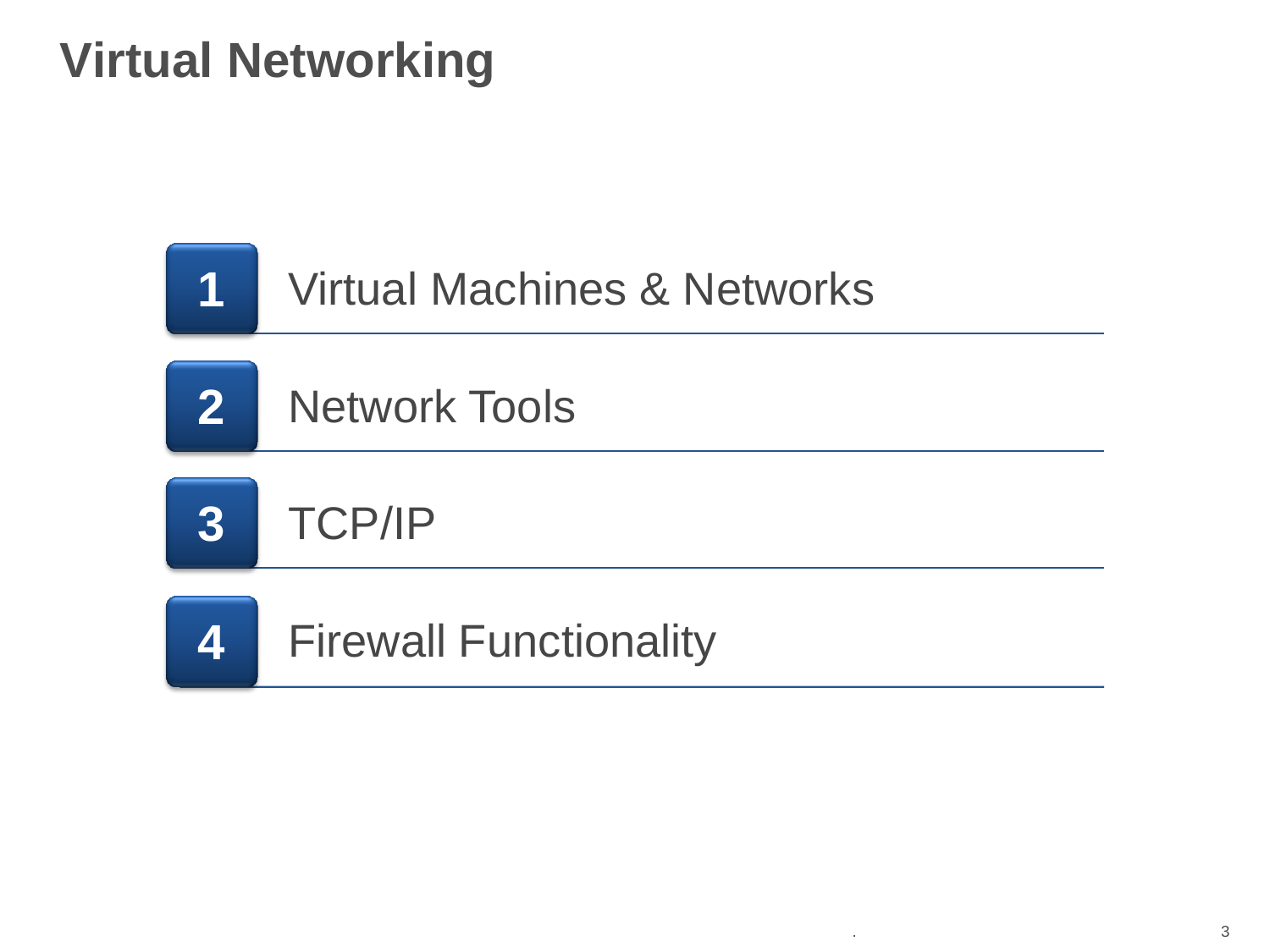# Virtual Networking

1. Virtual Machines & Networks
2. Network Tools
3. TCP/IP
4. Firewall Functionality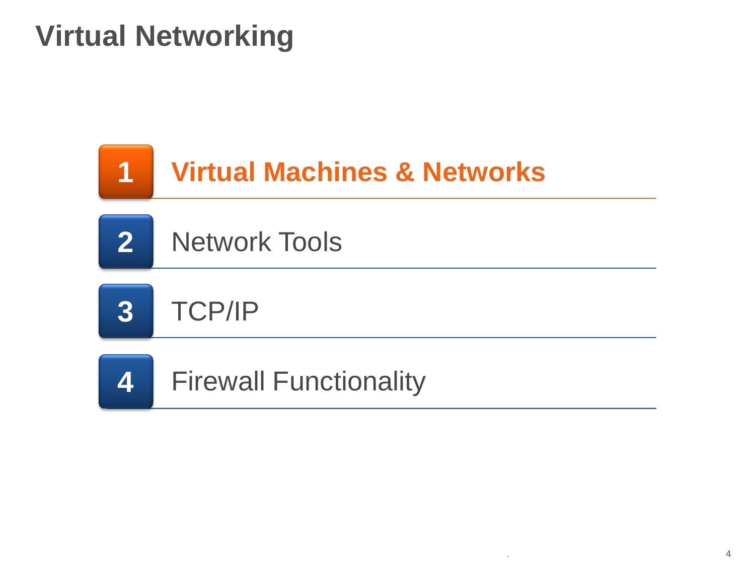# Virtual Networking

1. **Virtual Machines & Networks**
2. Network Tools
3. TCP/IP
4. Firewall Functionality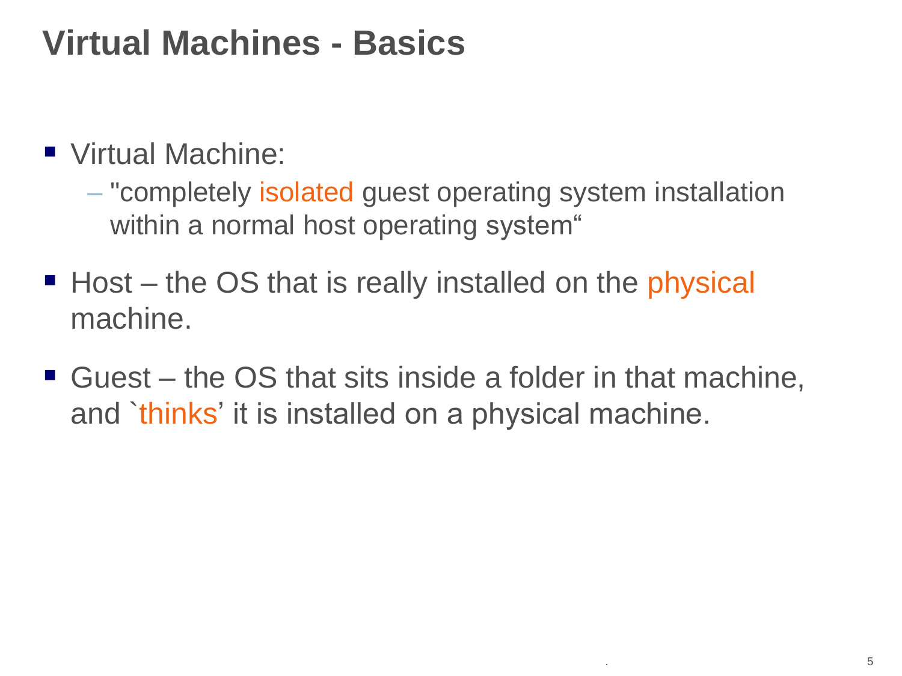# Virtual Machines - Basics

- Virtual Machine:
  - "completely isolated guest operating system installation within a normal host operating system“
- Host – the OS that is really installed on the physical machine.
- Guest – the OS that sits inside a folder in that machine, and `thinks’ it is installed on a physical machine.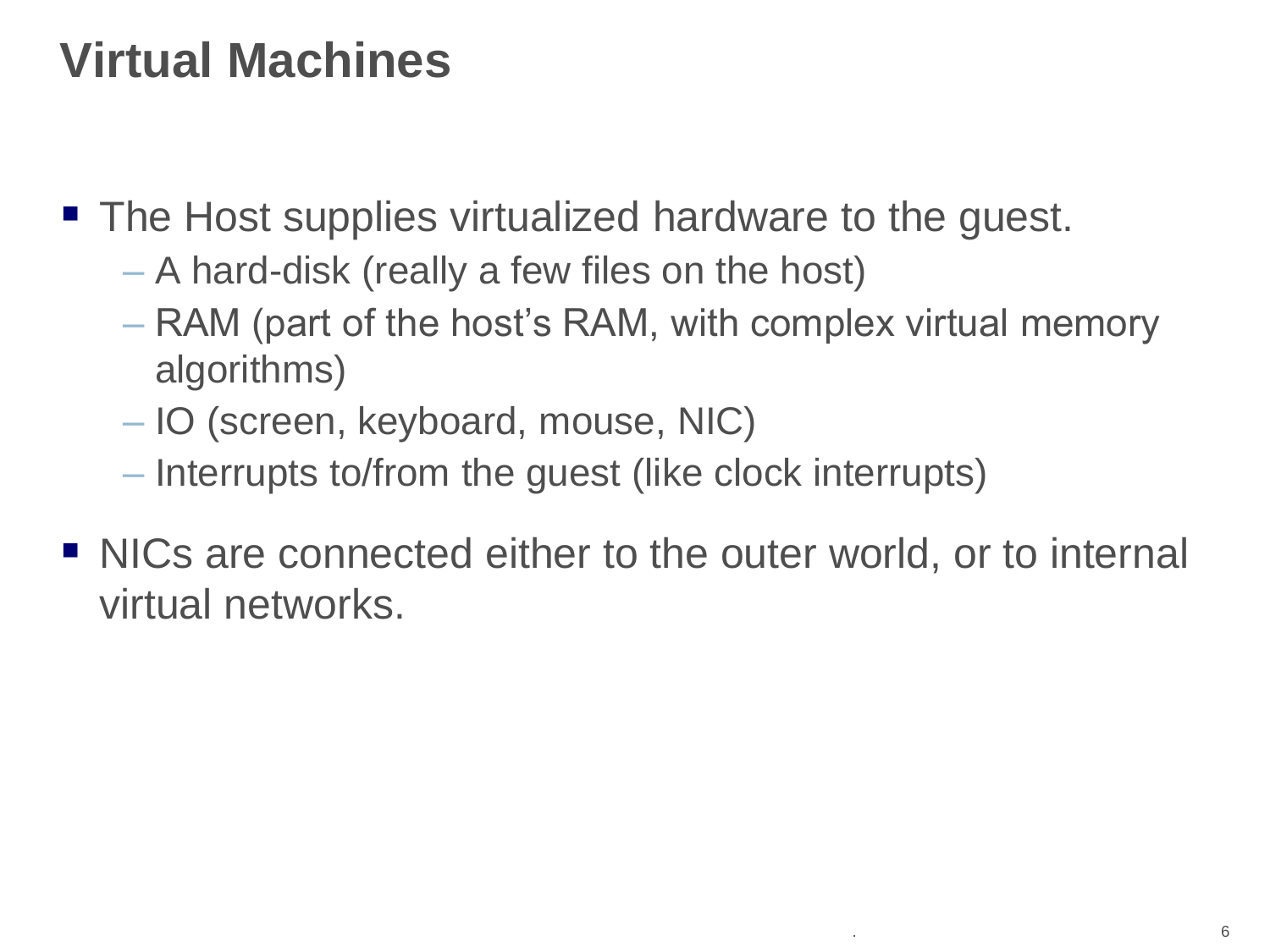# Virtual Machines

- The Host supplies virtualized hardware to the guest.
  - A hard-disk (really a few files on the host)
  - RAM (part of the host's RAM, with complex virtual memory algorithms)
  - IO (screen, keyboard, mouse, NIC)
  - Interrupts to/from the guest (like clock interrupts)
- NICs are connected either to the outer world, or to internal virtual networks.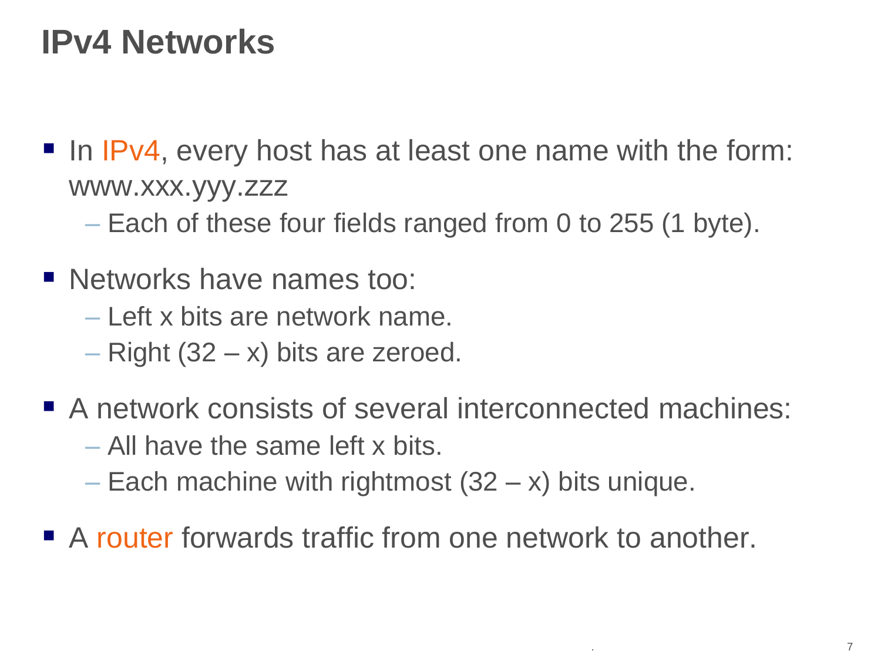# IPv4 Networks

- In IPv4, every host has at least one name with the form: www.xxx.yyy.zzz
  - Each of these four fields ranged from 0 to 255 (1 byte).
- Networks have names too:
  - Left x bits are network name.
  - Right (32 – x) bits are zeroed.
- A network consists of several interconnected machines:
  - All have the same left x bits.
  - Each machine with rightmost (32 – x) bits unique.
- A router forwards traffic from one network to another.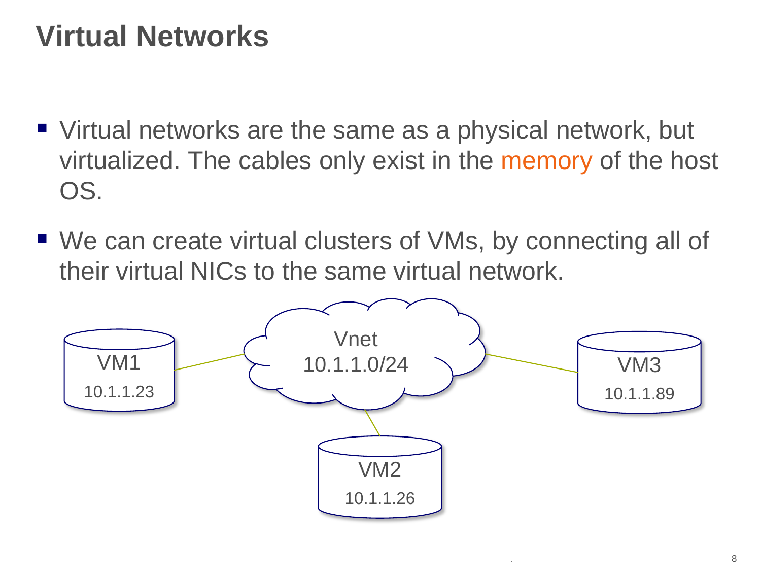# Virtual Networks

- Virtual networks are the same as a physical network, but virtualized. The cables only exist in the memory of the host OS.
- We can create virtual clusters of VMs, by connecting all of their virtual NICs to the same virtual network.

VM1
10.1.1.23

Vnet
10.1.1.0/24

VM3
10.1.1.89

VM2
10.1.1.26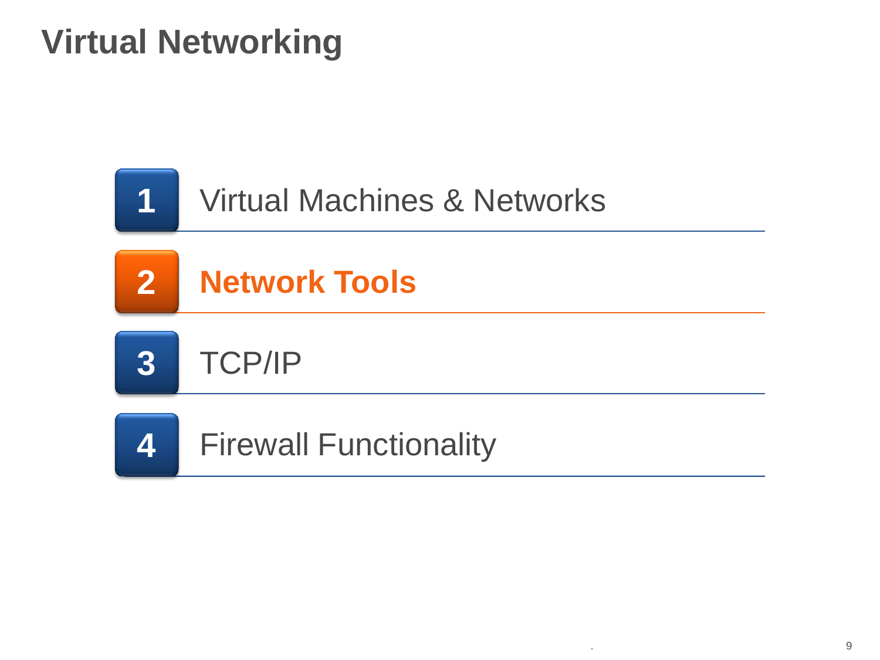# Virtual Networking

1. Virtual Machines & Networks
2. **Network Tools**
3. TCP/IP
4. Firewall Functionality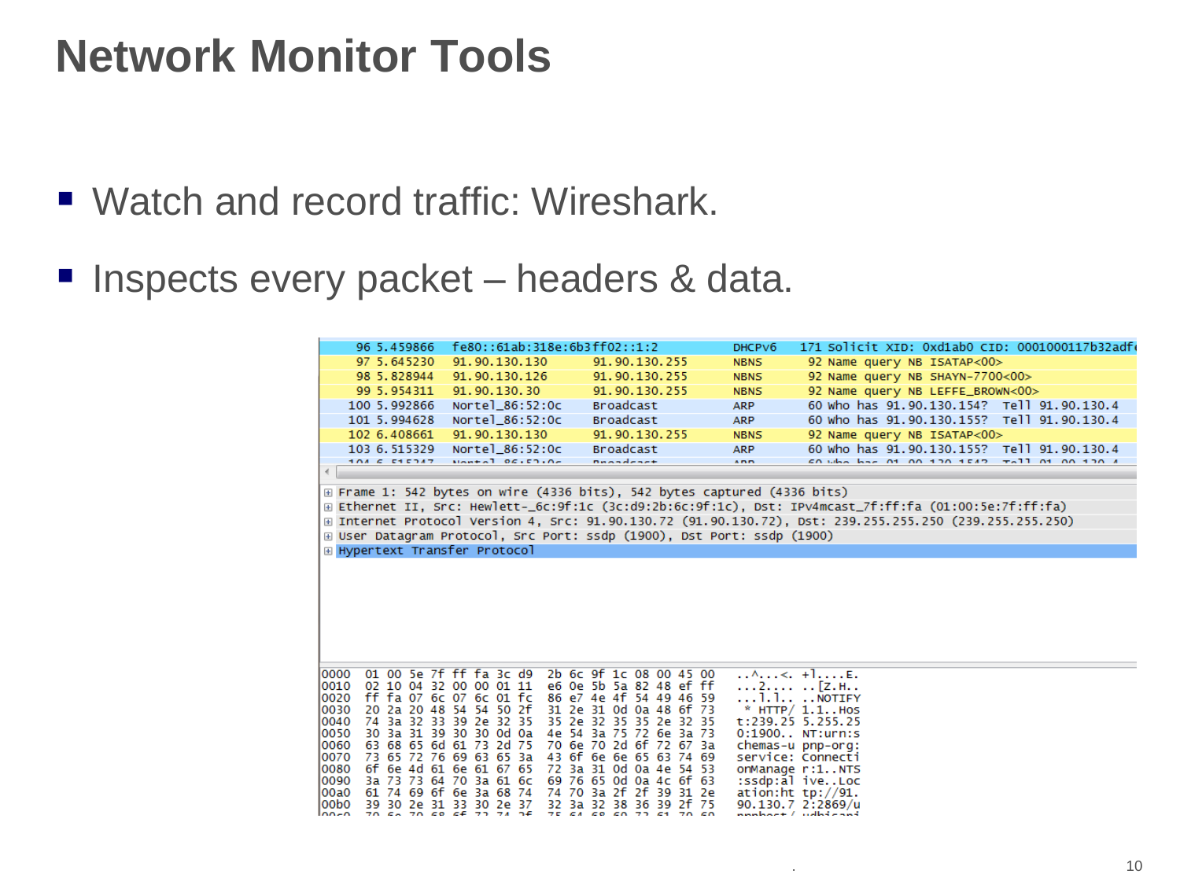# Network Monitor Tools

- Watch and record traffic: Wireshark.
- Inspects every packet – headers & data.

```
 96 5.459866  fe80::61ab:318e:6b3ff02::1:2                 DHCPv6  171 Solicit XID: 0xd1ab0 CID: 0001000117b32adf
 97 5.645230  91.90.130.130       91.90.130.255           NBNS     92 Name query NB ISATAP<00>
 98 5.828944  91.90.130.126       91.90.130.255           NBNS     92 Name query NB SHAYN-7700<00>
 99 5.954311  91.90.130.30        91.90.130.255           NBNS     92 Name query NB LEFFE_BROWN<00>
100 5.992866  Nortel_86:52:0c     Broadcast               ARP      60 Who has 91.90.130.154?  Tell 91.90.130.4
101 5.994628  Nortel_86:52:0c     Broadcast               ARP      60 Who has 91.90.130.155?  Tell 91.90.130.4
102 6.408661  91.90.130.130       91.90.130.255           NBNS     92 Name query NB ISATAP<00>
103 6.515329  Nortel_86:52:0c     Broadcast               ARP      60 Who has 91.90.130.155?  Tell 91.90.130.4

⊞ Frame 1: 542 bytes on wire (4336 bits), 542 bytes captured (4336 bits)
⊞ Ethernet II, Src: Hewlett-_6c:9f:1c (3c:d9:2b:6c:9f:1c), Dst: IPv4mcast_7f:ff:fa (01:00:5e:7f:ff:fa)
⊞ Internet Protocol Version 4, Src: 91.90.130.72 (91.90.130.72), Dst: 239.255.255.250 (239.255.255.250)
⊞ User Datagram Protocol, Src Port: ssdp (1900), Dst Port: ssdp (1900)
⊞ Hypertext Transfer Protocol

0000  01 00 5e 7f ff fa 3c d9  2b 6c 9f 1c 08 00 45 00   ..^...<. +l....E.
0010  02 10 04 32 00 00 01 11  e6 0e 5b 5a 82 48 ef ff   ...2.... ..[Z.H..
0020  ff fa 07 6c 07 6c 01 fc  86 e7 4e 4f 54 49 46 59   ...l.l.. ..NOTIFY
0030  20 2a 20 48 54 54 50 2f  31 2e 31 0d 0a 48 6f 73    * HTTP/ 1.1..Hos
0040  74 3a 32 33 39 2e 32 35  35 2e 32 35 35 2e 32 35   t:239.25 5.255.25
0050  30 3a 31 39 30 30 0d 0a  4e 54 3a 75 72 6e 3a 73   0:1900.. NT:urn:s
0060  63 68 65 6d 61 73 2d 75  70 6e 70 2d 6f 72 67 3a   chemas-u pnp-org:
0070  73 65 72 76 69 63 65 3a  43 6f 6e 6e 65 63 74 69   service: Connecti
0080  6f 6e 4d 61 6e 61 67 65  72 3a 31 0d 0a 4e 54 53   onManage r:1..NTS
0090  3a 73 73 64 70 3a 61 6c  69 76 65 0d 0a 4c 6f 63   :ssdp:al ive..Loc
00a0  61 74 69 6f 6e 3a 68 74  74 70 3a 2f 2f 39 31 2e   ation:ht tp://91.
00b0  39 30 2e 31 33 30 2e 37  32 3a 32 38 36 39 2f 75   90.130.7 2:2869/u
```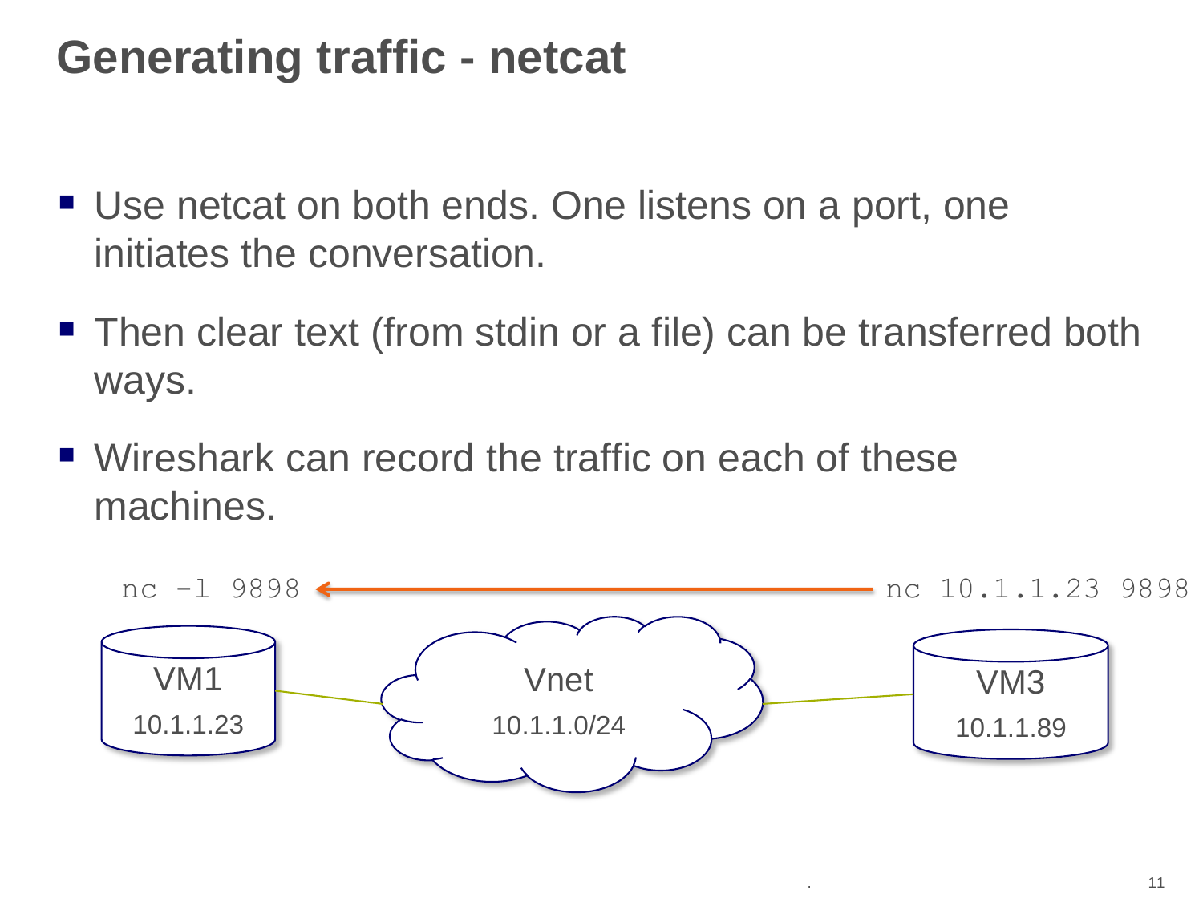# Generating traffic - netcat

- Use netcat on both ends. One listens on a port, one initiates the conversation.
- Then clear text (from stdin or a file) can be transferred both ways.
- Wireshark can record the traffic on each of these machines.

`nc -l 9898` ← `nc 10.1.1.23 9898`

VM1 10.1.1.23 — Vnet 10.1.1.0/24 — VM3 10.1.1.89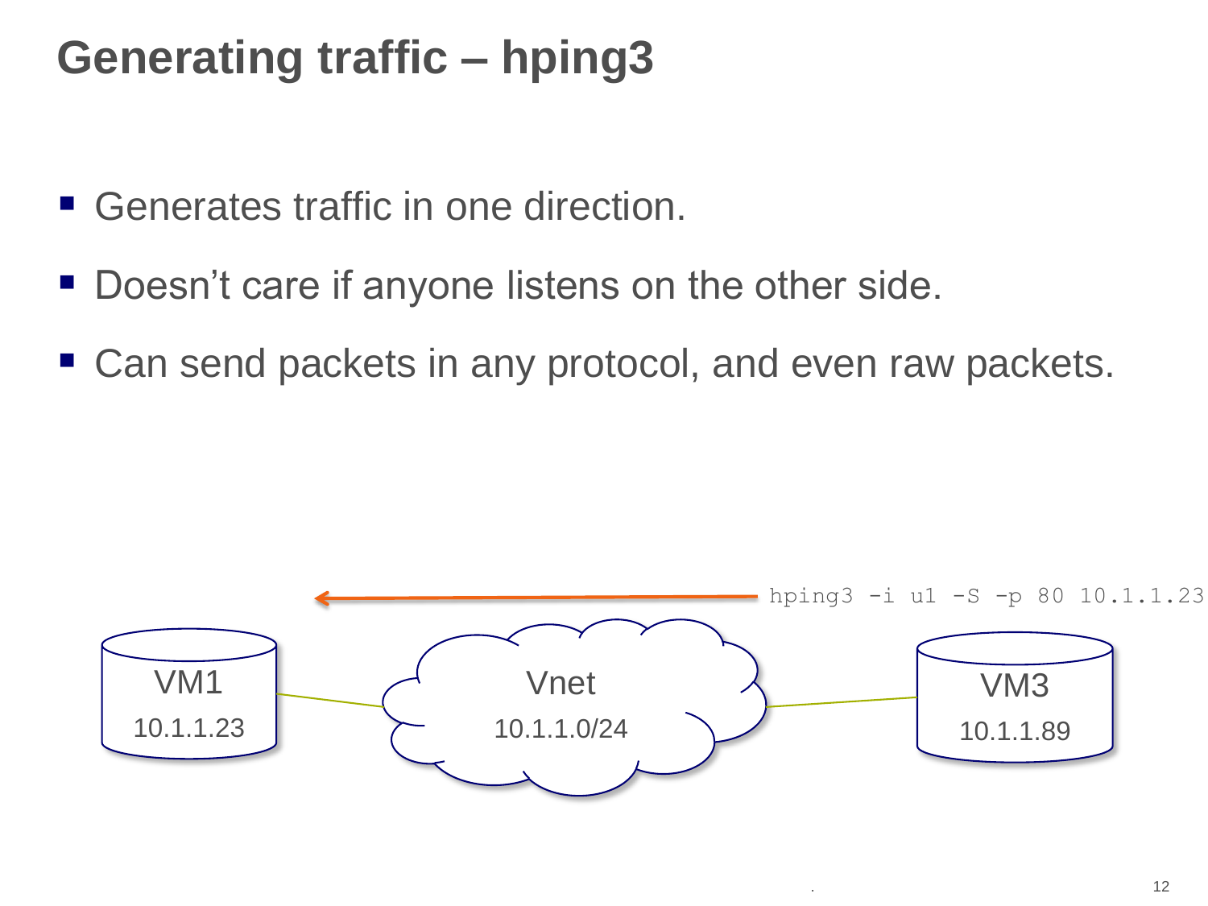# Generating traffic – hping3

- Generates traffic in one direction.
- Doesn't care if anyone listens on the other side.
- Can send packets in any protocol, and even raw packets.

```
hping3 -i u1 -S -p 80 10.1.1.23
```

VM1 10.1.1.23

Vnet 10.1.1.0/24

VM3 10.1.1.89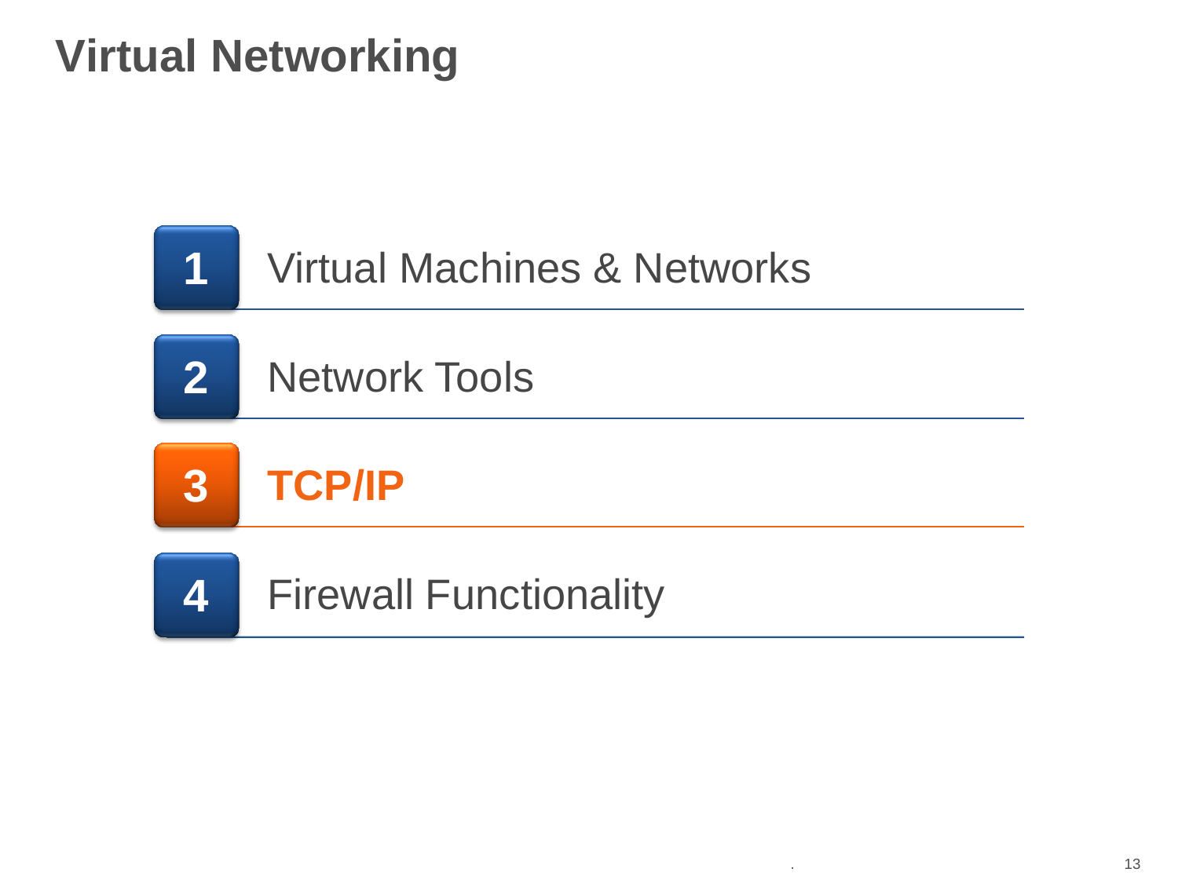# Virtual Networking

1. Virtual Machines & Networks
2. Network Tools
3. **TCP/IP**
4. Firewall Functionality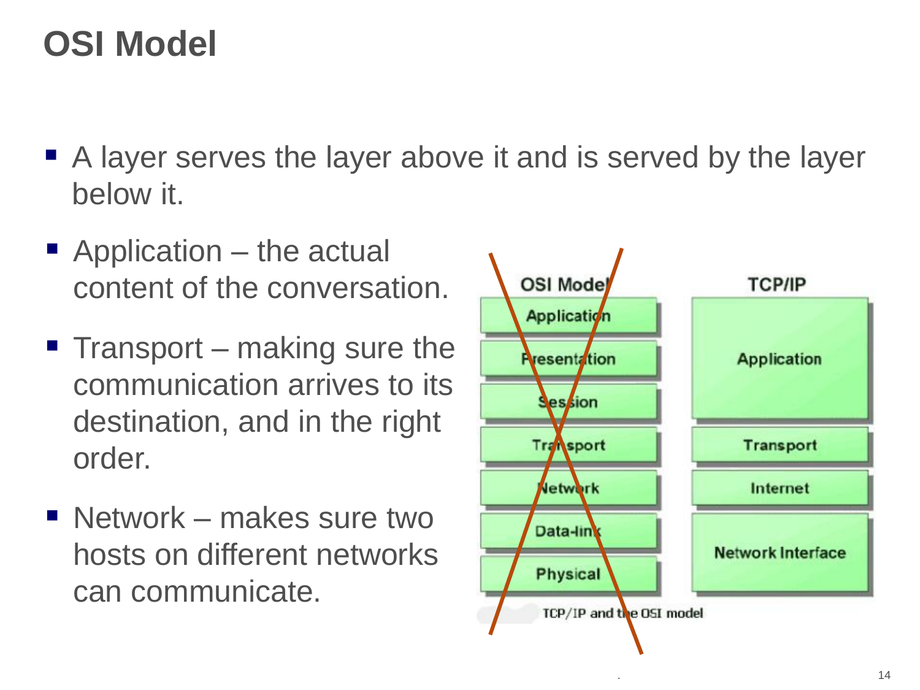# OSI Model

- A layer serves the layer above it and is served by the layer below it.
- Application – the actual content of the conversation.
- Transport – making sure the communication arrives to its destination, and in the right order.
- Network – makes sure two hosts on different networks can communicate.

| OSI Model | TCP/IP |
|---|---|
| Application | Application |
| Presentation | |
| Session | |
| Transport | Transport |
| Network | Internet |
| Data-link | Network Interface |
| Physical | |

TCP/IP and the OSI model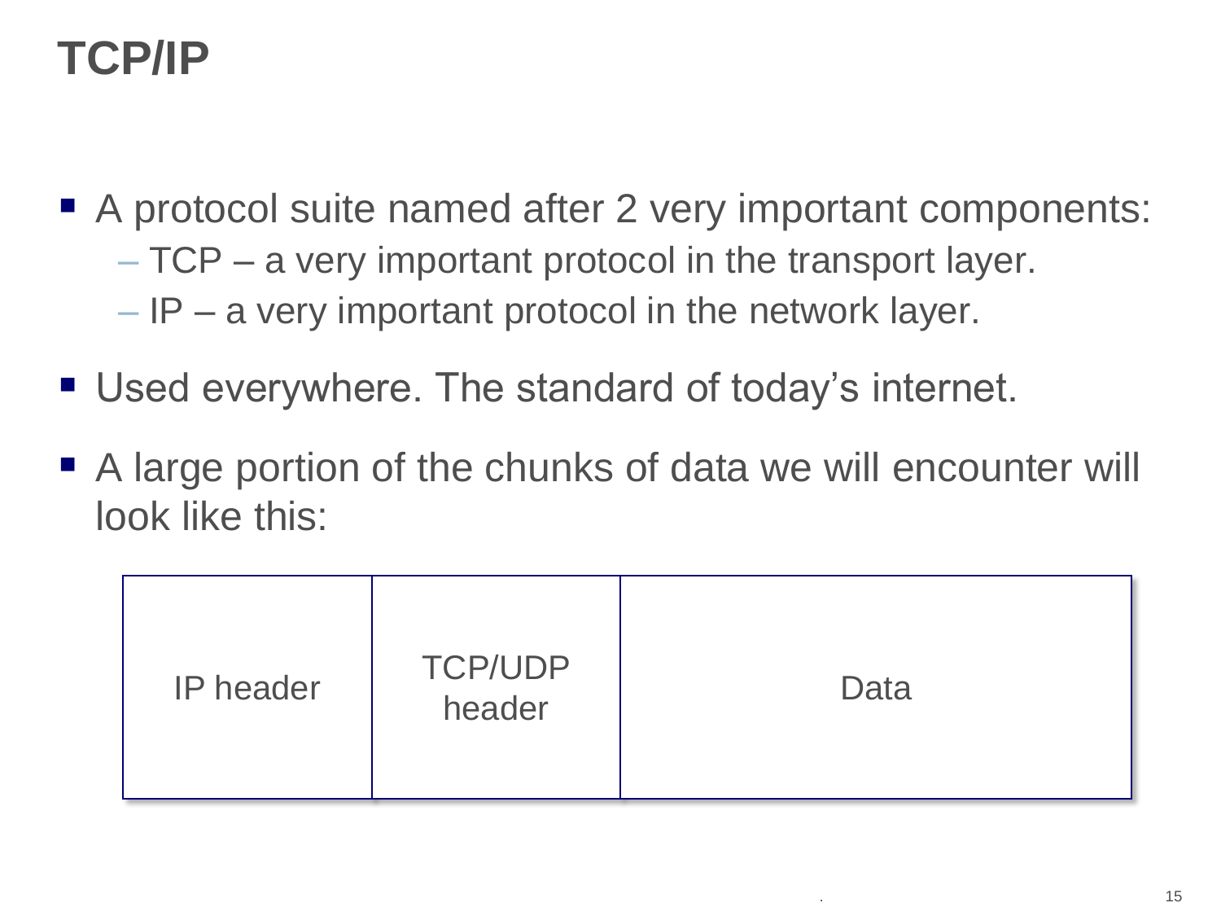# TCP/IP

- A protocol suite named after 2 very important components:
  - TCP – a very important protocol in the transport layer.
  - IP – a very important protocol in the network layer.
- Used everywhere. The standard of today's internet.
- A large portion of the chunks of data we will encounter will look like this:

| IP header | TCP/UDP header | Data |
|---|---|---|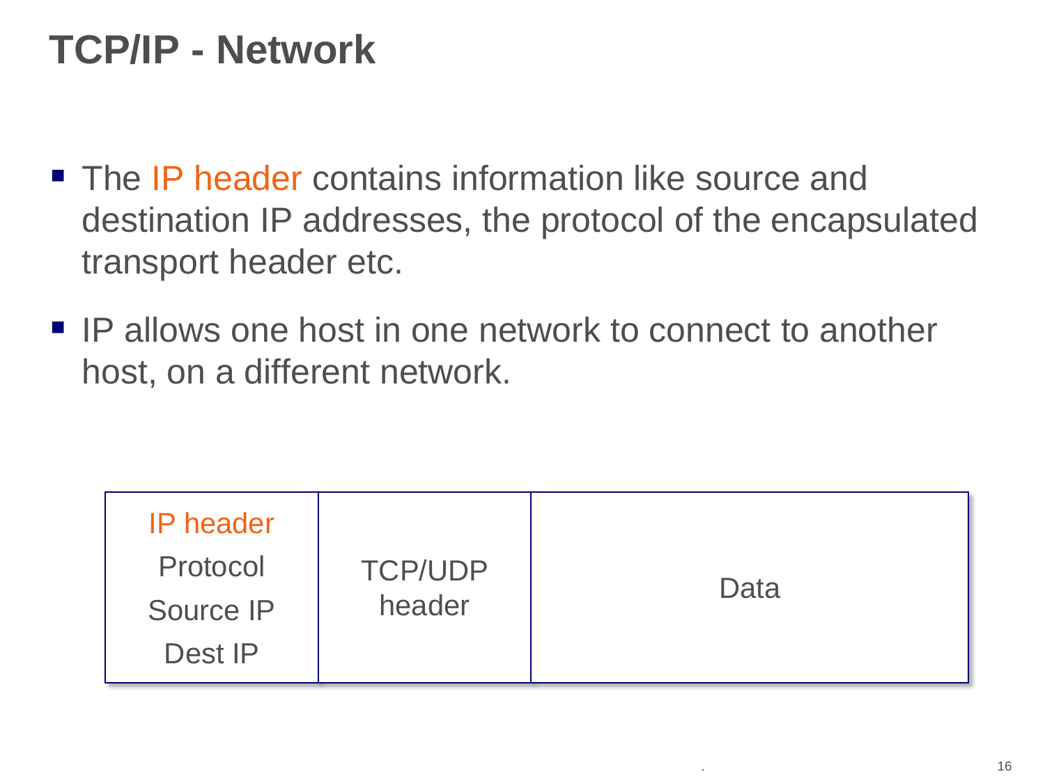# TCP/IP - Network

- The IP header contains information like source and destination IP addresses, the protocol of the encapsulated transport header etc.
- IP allows one host in one network to connect to another host, on a different network.

| IP header<br>Protocol<br>Source IP<br>Dest IP | TCP/UDP header | Data |
|---|---|---|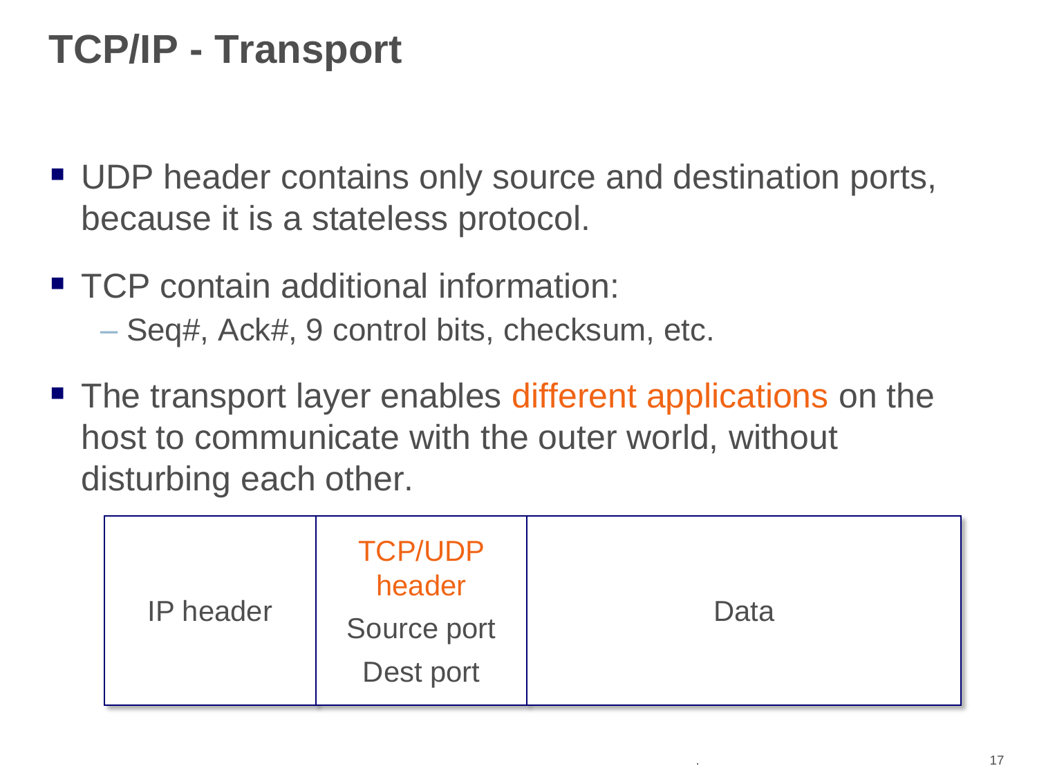# TCP/IP - Transport

- UDP header contains only source and destination ports, because it is a stateless protocol.
- TCP contain additional information:
  - Seq#, Ack#, 9 control bits, checksum, etc.
- The transport layer enables different applications on the host to communicate with the outer world, without disturbing each other.

| IP header | TCP/UDP header<br>Source port<br>Dest port | Data |
|---|---|---|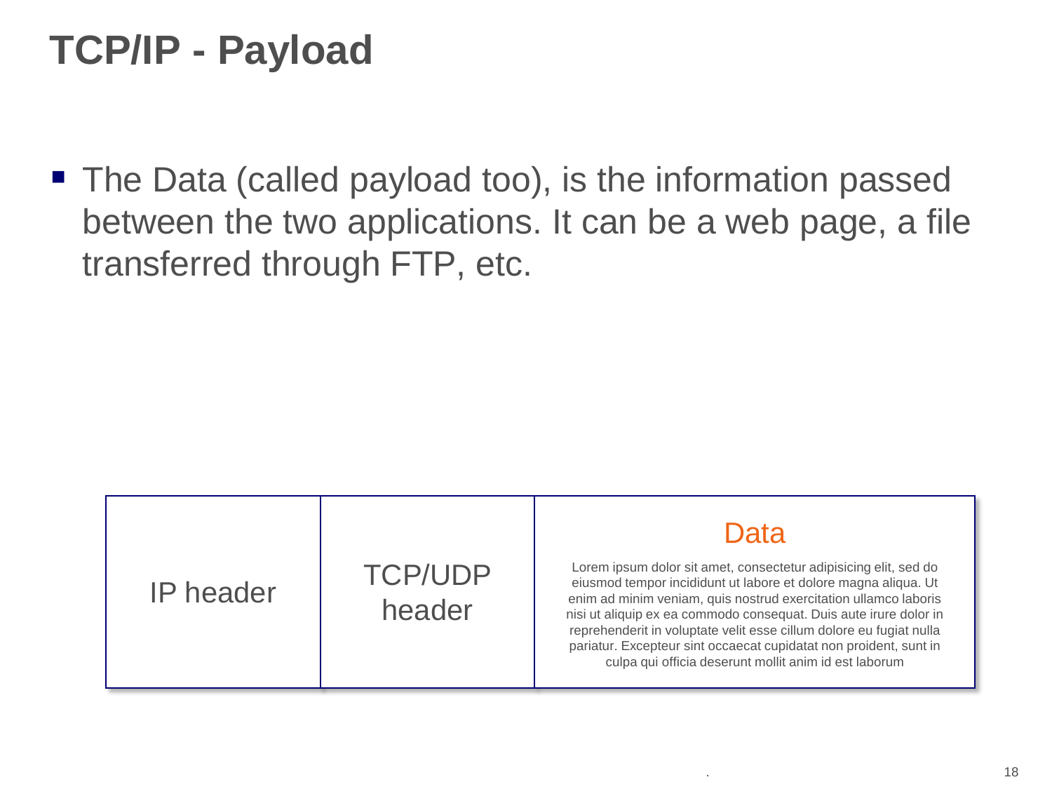# TCP/IP - Payload

- The Data (called payload too), is the information passed between the two applications. It can be a web page, a file transferred through FTP, etc.

| IP header | TCP/UDP header | Data<br>Lorem ipsum dolor sit amet, consectetur adipisicing elit, sed do eiusmod tempor incididunt ut labore et dolore magna aliqua. Ut enim ad minim veniam, quis nostrud exercitation ullamco laboris nisi ut aliquip ex ea commodo consequat. Duis aute irure dolor in reprehenderit in voluptate velit esse cillum dolore eu fugiat nulla pariatur. Excepteur sint occaecat cupidatat non proident, sunt in culpa qui officia deserunt mollit anim id est laborum |
|---|---|---|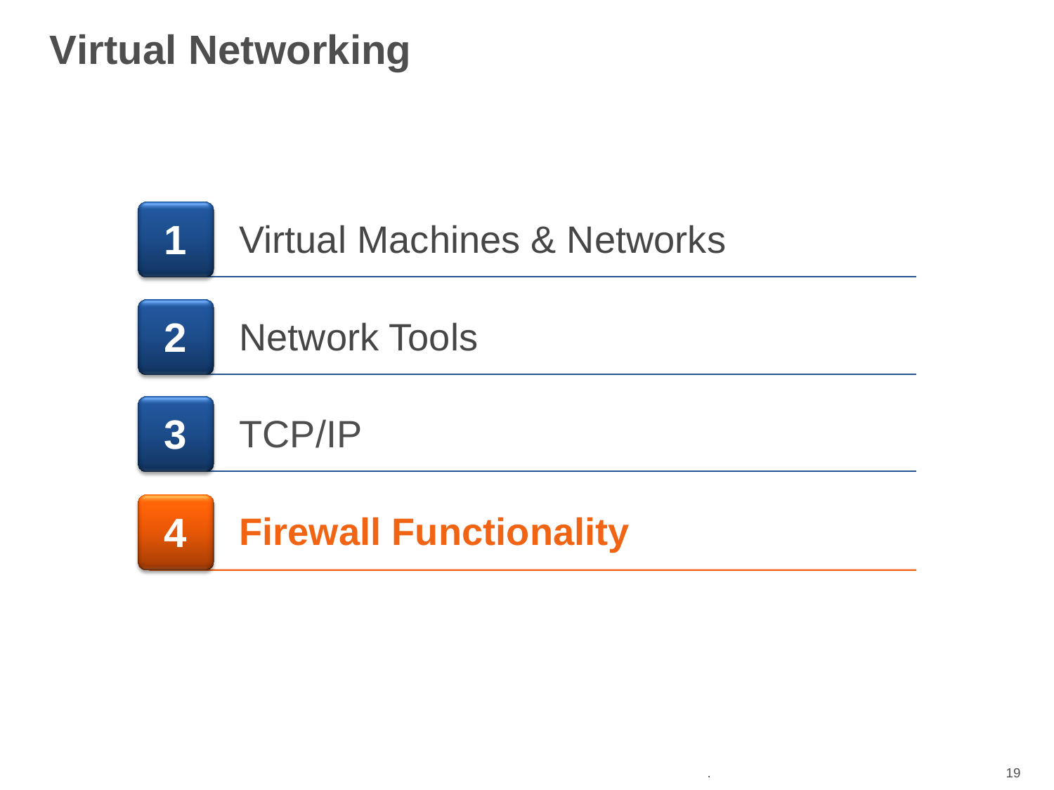# Virtual Networking

1. Virtual Machines & Networks
2. Network Tools
3. TCP/IP
4. **Firewall Functionality**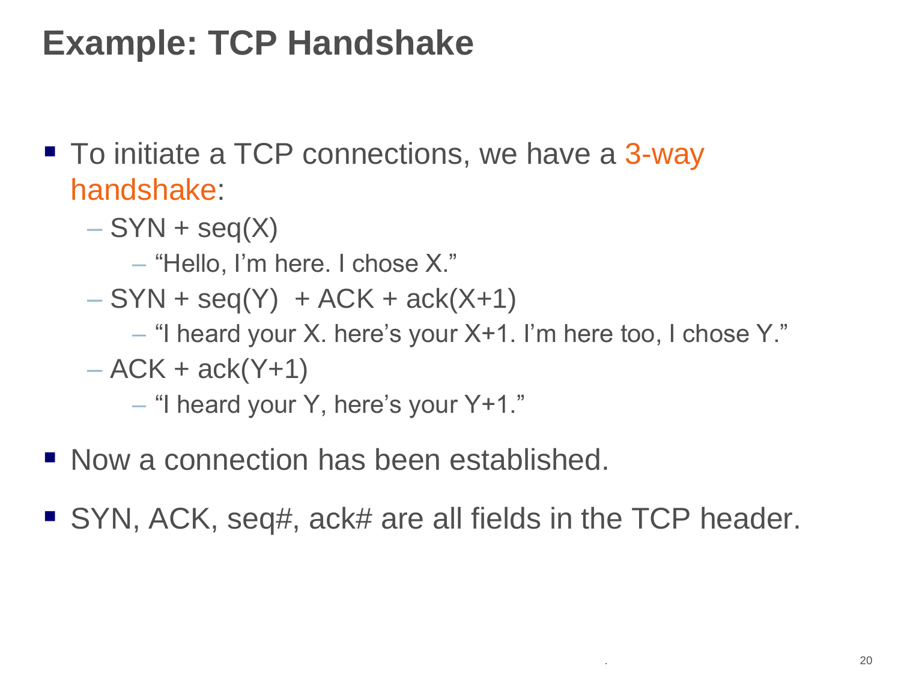# Example: TCP Handshake

- To initiate a TCP connections, we have a 3-way handshake:
  - SYN + seq(X)
    - “Hello, I’m here. I chose X.”
  - SYN + seq(Y) + ACK + ack(X+1)
    - “I heard your X. here’s your X+1. I’m here too, I chose Y.”
  - ACK + ack(Y+1)
    - “I heard your Y, here’s your Y+1.”
- Now a connection has been established.
- SYN, ACK, seq#, ack# are all fields in the TCP header.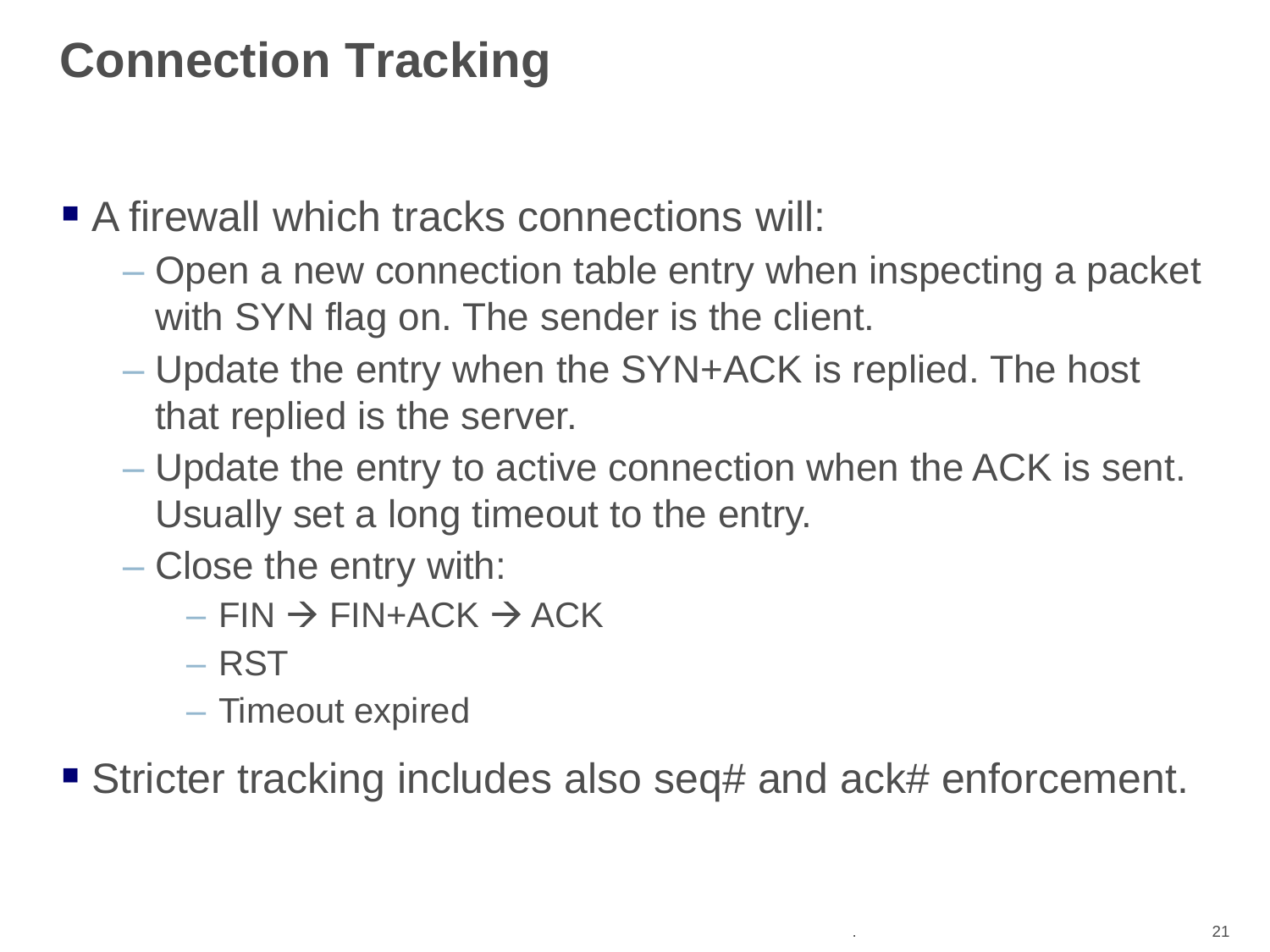# Connection Tracking

- A firewall which tracks connections will:
  - Open a new connection table entry when inspecting a packet with SYN flag on. The sender is the client.
  - Update the entry when the SYN+ACK is replied. The host that replied is the server.
  - Update the entry to active connection when the ACK is sent. Usually set a long timeout to the entry.
  - Close the entry with:
    - FIN → FIN+ACK → ACK
    - RST
    - Timeout expired
- Stricter tracking includes also seq# and ack# enforcement.